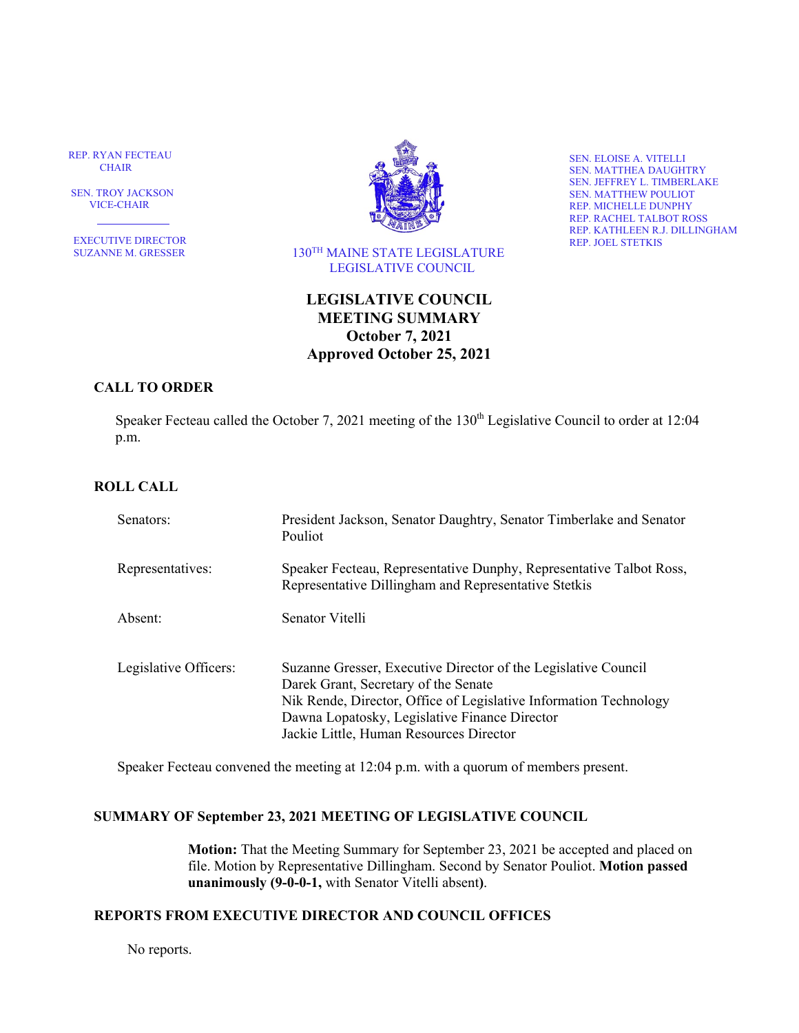REP. RYAN FECTEAU
CHAIR

SEN. TROY JACKSON
VICE-CHAIR

EXECUTIVE DIRECTOR
SUZANNE M. GRESSER

130TH MAINE STATE LEGISLATURE
LEGISLATIVE COUNCIL

SEN. ELOISE A. VITELLI
SEN. MATTHEA DAUGHTRY
SEN. JEFFREY L. TIMBERLAKE
SEN. MATTHEW POULIOT
REP. MICHELLE DUNPHY
REP. RACHEL TALBOT ROSS
REP. KATHLEEN R.J. DILLINGHAM
REP. JOEL STETKIS

# LEGISLATIVE COUNCIL MEETING SUMMARY
# October 7, 2021
# Approved October 25, 2021

## CALL TO ORDER

Speaker Fecteau called the October 7, 2021 meeting of the 130th Legislative Council to order at 12:04 p.m.

## ROLL CALL

| | |
|---|---|
| Senators: | President Jackson, Senator Daughtry, Senator Timberlake and Senator Pouliot |
| Representatives: | Speaker Fecteau, Representative Dunphy, Representative Talbot Ross, Representative Dillingham and Representative Stetkis |
| Absent: | Senator Vitelli |
| Legislative Officers: | Suzanne Gresser, Executive Director of the Legislative Council<br>Darek Grant, Secretary of the Senate<br>Nik Rende, Director, Office of Legislative Information Technology<br>Dawna Lopatosky, Legislative Finance Director<br>Jackie Little, Human Resources Director |

Speaker Fecteau convened the meeting at 12:04 p.m. with a quorum of members present.

## SUMMARY OF September 23, 2021 MEETING OF LEGISLATIVE COUNCIL

**Motion:** That the Meeting Summary for September 23, 2021 be accepted and placed on file. Motion by Representative Dillingham. Second by Senator Pouliot. **Motion passed unanimously (9-0-0-1,** with Senator Vitelli absent**)**.

## REPORTS FROM EXECUTIVE DIRECTOR AND COUNCIL OFFICES

No reports.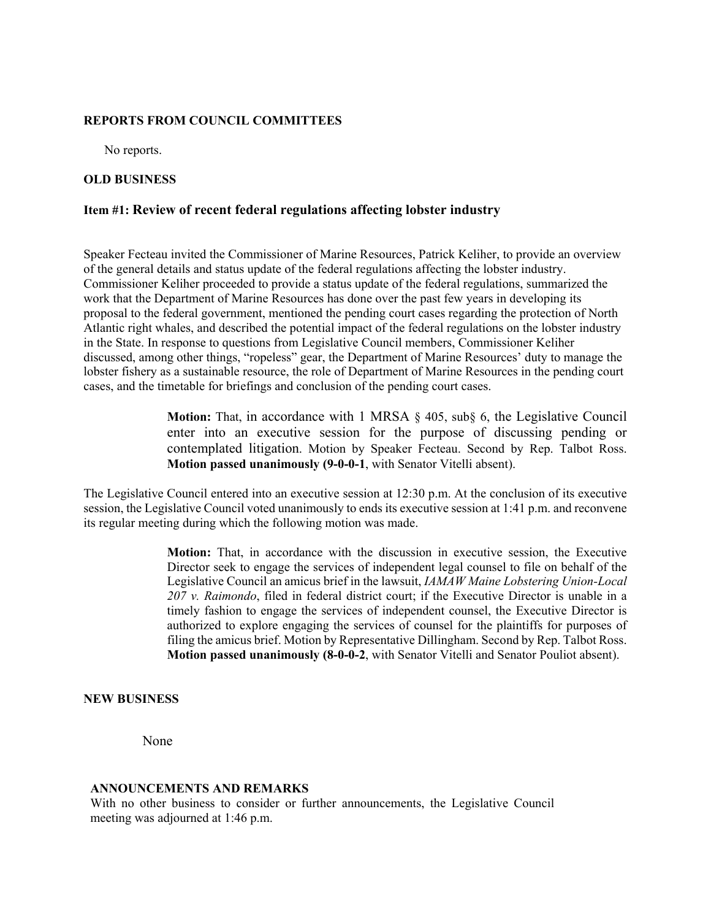**REPORTS FROM COUNCIL COMMITTEES**

No reports.

**OLD BUSINESS**

**Item #1: Review of recent federal regulations affecting lobster industry**

Speaker Fecteau invited the Commissioner of Marine Resources, Patrick Keliher, to provide an overview of the general details and status update of the federal regulations affecting the lobster industry. Commissioner Keliher proceeded to provide a status update of the federal regulations, summarized the work that the Department of Marine Resources has done over the past few years in developing its proposal to the federal government, mentioned the pending court cases regarding the protection of North Atlantic right whales, and described the potential impact of the federal regulations on the lobster industry in the State. In response to questions from Legislative Council members, Commissioner Keliher discussed, among other things, "ropeless" gear, the Department of Marine Resources' duty to manage the lobster fishery as a sustainable resource, the role of Department of Marine Resources in the pending court cases, and the timetable for briefings and conclusion of the pending court cases.

> **Motion:** That, in accordance with 1 MRSA § 405, sub§ 6, the Legislative Council enter into an executive session for the purpose of discussing pending or contemplated litigation. Motion by Speaker Fecteau. Second by Rep. Talbot Ross. **Motion passed unanimously (9-0-0-1**, with Senator Vitelli absent).

The Legislative Council entered into an executive session at 12:30 p.m. At the conclusion of its executive session, the Legislative Council voted unanimously to ends its executive session at 1:41 p.m. and reconvene its regular meeting during which the following motion was made.

> **Motion:** That, in accordance with the discussion in executive session, the Executive Director seek to engage the services of independent legal counsel to file on behalf of the Legislative Council an amicus brief in the lawsuit, *IAMAW Maine Lobstering Union-Local 207 v. Raimondo*, filed in federal district court; if the Executive Director is unable in a timely fashion to engage the services of independent counsel, the Executive Director is authorized to explore engaging the services of counsel for the plaintiffs for purposes of filing the amicus brief. Motion by Representative Dillingham. Second by Rep. Talbot Ross. **Motion passed unanimously (8-0-0-2**, with Senator Vitelli and Senator Pouliot absent).

**NEW BUSINESS**

None

**ANNOUNCEMENTS AND REMARKS**

With no other business to consider or further announcements, the Legislative Council meeting was adjourned at 1:46 p.m.